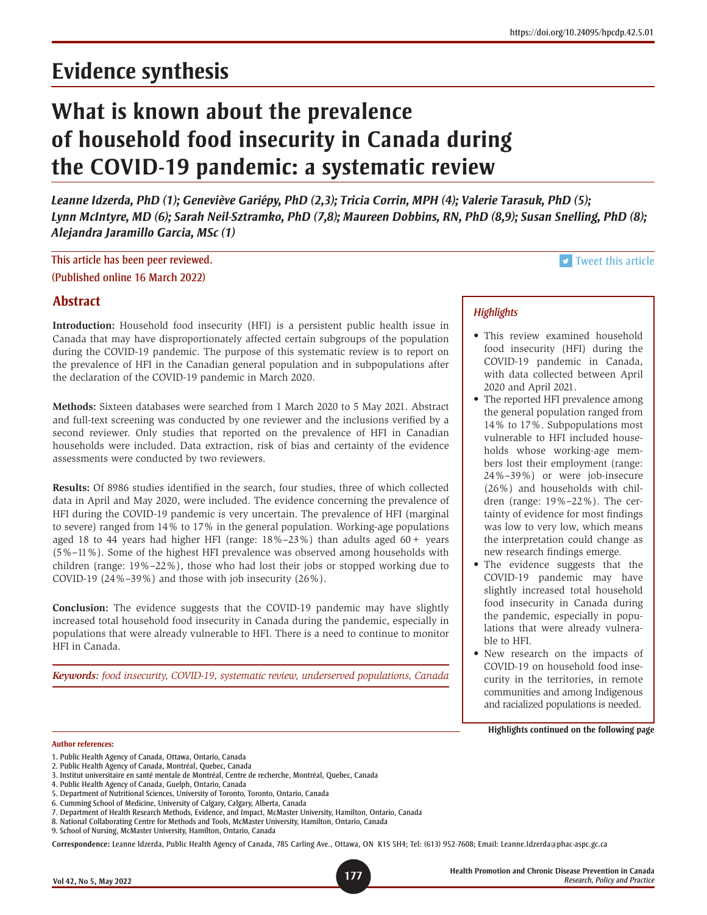# Evidence synthesis

# What is known about the prevalence of household food insecurity in Canada during the COVID-19 pandemic: a systematic review

***Leanne Idzerda, PhD (1); Geneviève Gariépy, PhD (2,3); Tricia Corrin, MPH (4); Valerie Tarasuk, PhD (5); Lynn McIntyre, MD (6); Sarah Neil-Sztramko, PhD (7,8); Maureen Dobbins, RN, PhD (8,9); Susan Snelling, PhD (8); Alejandra Jaramillo Garcia, MSc (1)***

This article has been peer reviewed.

(Published online 16 March 2022)

Tweet this article

## Abstract

**Introduction:** Household food insecurity (HFI) is a persistent public health issue in Canada that may have disproportionately affected certain subgroups of the population during the COVID-19 pandemic. The purpose of this systematic review is to report on the prevalence of HFI in the Canadian general population and in subpopulations after the declaration of the COVID-19 pandemic in March 2020.

**Methods:** Sixteen databases were searched from 1 March 2020 to 5 May 2021. Abstract and full-text screening was conducted by one reviewer and the inclusions verified by a second reviewer. Only studies that reported on the prevalence of HFI in Canadian households were included. Data extraction, risk of bias and certainty of the evidence assessments were conducted by two reviewers.

**Results:** Of 8986 studies identified in the search, four studies, three of which collected data in April and May 2020, were included. The evidence concerning the prevalence of HFI during the COVID-19 pandemic is very uncertain. The prevalence of HFI (marginal to severe) ranged from 14% to 17% in the general population. Working-age populations aged 18 to 44 years had higher HFI (range: 18%–23%) than adults aged 60+ years (5%–11%). Some of the highest HFI prevalence was observed among households with children (range: 19%–22%), those who had lost their jobs or stopped working due to COVID-19 (24%–39%) and those with job insecurity (26%).

**Conclusion:** The evidence suggests that the COVID-19 pandemic may have slightly increased total household food insecurity in Canada during the pandemic, especially in populations that were already vulnerable to HFI. There is a need to continue to monitor HFI in Canada.

***Keywords:*** *food insecurity, COVID-19, systematic review, underserved populations, Canada*

### *Highlights*

- This review examined household food insecurity (HFI) during the COVID-19 pandemic in Canada, with data collected between April 2020 and April 2021.
- The reported HFI prevalence among the general population ranged from 14% to 17%. Subpopulations most vulnerable to HFI included households whose working-age members lost their employment (range: 24%–39%) or were job-insecure (26%) and households with children (range: 19%–22%). The certainty of evidence for most findings was low to very low, which means the interpretation could change as new research findings emerge.
- The evidence suggests that the COVID-19 pandemic may have slightly increased total household food insecurity in Canada during the pandemic, especially in populations that were already vulnerable to HFI.
- New research on the impacts of COVID-19 on household food insecurity in the territories, in remote communities and among Indigenous and racialized populations is needed.

**Highlights continued on the following page**

**Author references:**

1. Public Health Agency of Canada, Ottawa, Ontario, Canada
2. Public Health Agency of Canada, Montréal, Quebec, Canada
3. Institut universitaire en santé mentale de Montréal, Centre de recherche, Montréal, Quebec, Canada
4. Public Health Agency of Canada, Guelph, Ontario, Canada
5. Department of Nutritional Sciences, University of Toronto, Toronto, Ontario, Canada
6. Cumming School of Medicine, University of Calgary, Calgary, Alberta, Canada
7. Department of Health Research Methods, Evidence, and Impact, McMaster University, Hamilton, Ontario, Canada
8. National Collaborating Centre for Methods and Tools, McMaster University, Hamilton, Ontario, Canada
9. School of Nursing, McMaster University, Hamilton, Ontario, Canada

**Correspondence:** Leanne Idzerda, Public Health Agency of Canada, 785 Carling Ave., Ottawa, ON K1S 5H4; Tel: (613) 952-7608; Email: Leanne.Idzerda@phac-aspc.gc.ca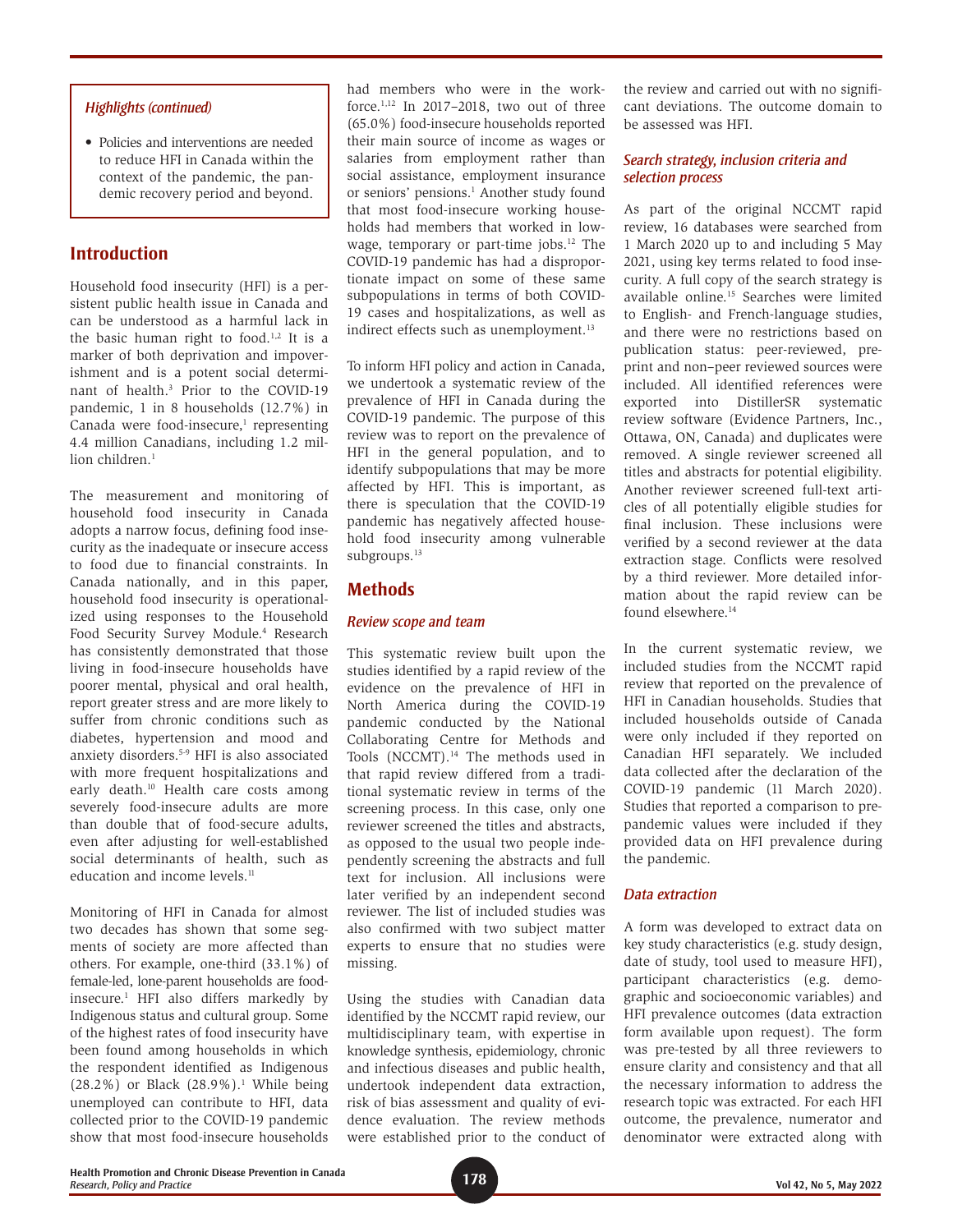*Highlights (continued)*

- Policies and interventions are needed to reduce HFI in Canada within the context of the pandemic, the pandemic recovery period and beyond.

## Introduction

Household food insecurity (HFI) is a persistent public health issue in Canada and can be understood as a harmful lack in the basic human right to food.[1,2] It is a marker of both deprivation and impoverishment and is a potent social determinant of health.[3] Prior to the COVID-19 pandemic, 1 in 8 households (12.7%) in Canada were food-insecure,[1] representing 4.4 million Canadians, including 1.2 million children.[1]

The measurement and monitoring of household food insecurity in Canada adopts a narrow focus, defining food insecurity as the inadequate or insecure access to food due to financial constraints. In Canada nationally, and in this paper, household food insecurity is operationalized using responses to the Household Food Security Survey Module.[4] Research has consistently demonstrated that those living in food-insecure households have poorer mental, physical and oral health, report greater stress and are more likely to suffer from chronic conditions such as diabetes, hypertension and mood and anxiety disorders.[5-9] HFI is also associated with more frequent hospitalizations and early death.[10] Health care costs among severely food-insecure adults are more than double that of food-secure adults, even after adjusting for well-established social determinants of health, such as education and income levels.[11]

Monitoring of HFI in Canada for almost two decades has shown that some segments of society are more affected than others. For example, one-third (33.1%) of female-led, lone-parent households are food-insecure.[1] HFI also differs markedly by Indigenous status and cultural group. Some of the highest rates of food insecurity have been found among households in which the respondent identified as Indigenous (28.2%) or Black (28.9%).[1] While being unemployed can contribute to HFI, data collected prior to the COVID-19 pandemic show that most food-insecure households had members who were in the workforce.[1,12] In 2017–2018, two out of three (65.0%) food-insecure households reported their main source of income as wages or salaries from employment rather than social assistance, employment insurance or seniors' pensions.[1] Another study found that most food-insecure working households had members that worked in low-wage, temporary or part-time jobs.[12] The COVID-19 pandemic has had a disproportionate impact on some of these same subpopulations in terms of both COVID-19 cases and hospitalizations, as well as indirect effects such as unemployment.[13]

To inform HFI policy and action in Canada, we undertook a systematic review of the prevalence of HFI in Canada during the COVID-19 pandemic. The purpose of this review was to report on the prevalence of HFI in the general population, and to identify subpopulations that may be more affected by HFI. This is important, as there is speculation that the COVID-19 pandemic has negatively affected household food insecurity among vulnerable subgroups.[13]

## Methods

### *Review scope and team*

This systematic review built upon the studies identified by a rapid review of the evidence on the prevalence of HFI in North America during the COVID-19 pandemic conducted by the National Collaborating Centre for Methods and Tools (NCCMT).[14] The methods used in that rapid review differed from a traditional systematic review in terms of the screening process. In this case, only one reviewer screened the titles and abstracts, as opposed to the usual two people independently screening the abstracts and full text for inclusion. All inclusions were later verified by an independent second reviewer. The list of included studies was also confirmed with two subject matter experts to ensure that no studies were missing.

Using the studies with Canadian data identified by the NCCMT rapid review, our multidisciplinary team, with expertise in knowledge synthesis, epidemiology, chronic and infectious diseases and public health, undertook independent data extraction, risk of bias assessment and quality of evidence evaluation. The review methods were established prior to the conduct of the review and carried out with no significant deviations. The outcome domain to be assessed was HFI.

### *Search strategy, inclusion criteria and selection process*

As part of the original NCCMT rapid review, 16 databases were searched from 1 March 2020 up to and including 5 May 2021, using key terms related to food insecurity. A full copy of the search strategy is available online.[15] Searches were limited to English- and French-language studies, and there were no restrictions based on publication status: peer-reviewed, preprint and non–peer reviewed sources were included. All identified references were exported into DistillerSR systematic review software (Evidence Partners, Inc., Ottawa, ON, Canada) and duplicates were removed. A single reviewer screened all titles and abstracts for potential eligibility. Another reviewer screened full-text articles of all potentially eligible studies for final inclusion. These inclusions were verified by a second reviewer at the data extraction stage. Conflicts were resolved by a third reviewer. More detailed information about the rapid review can be found elsewhere.[14]

In the current systematic review, we included studies from the NCCMT rapid review that reported on the prevalence of HFI in Canadian households. Studies that included households outside of Canada were only included if they reported on Canadian HFI separately. We included data collected after the declaration of the COVID-19 pandemic (11 March 2020). Studies that reported a comparison to pre-pandemic values were included if they provided data on HFI prevalence during the pandemic.

### *Data extraction*

A form was developed to extract data on key study characteristics (e.g. study design, date of study, tool used to measure HFI), participant characteristics (e.g. demographic and socioeconomic variables) and HFI prevalence outcomes (data extraction form available upon request). The form was pre-tested by all three reviewers to ensure clarity and consistency and that all the necessary information to address the research topic was extracted. For each HFI outcome, the prevalence, numerator and denominator were extracted along with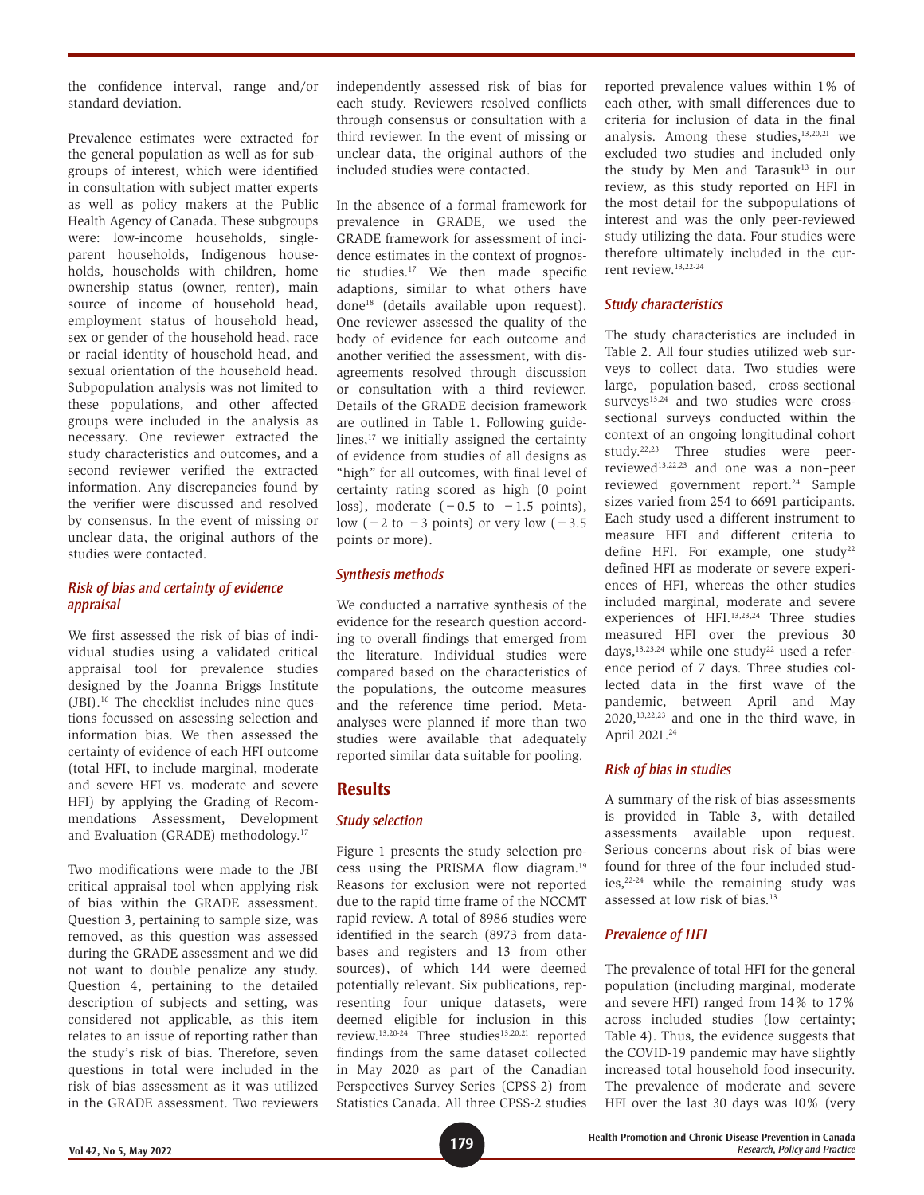the confidence interval, range and/or standard deviation.

Prevalence estimates were extracted for the general population as well as for subgroups of interest, which were identified in consultation with subject matter experts as well as policy makers at the Public Health Agency of Canada. These subgroups were: low-income households, single-parent households, Indigenous households, households with children, home ownership status (owner, renter), main source of income of household head, employment status of household head, sex or gender of the household head, race or racial identity of household head, and sexual orientation of the household head. Subpopulation analysis was not limited to these populations, and other affected groups were included in the analysis as necessary. One reviewer extracted the study characteristics and outcomes, and a second reviewer verified the extracted information. Any discrepancies found by the verifier were discussed and resolved by consensus. In the event of missing or unclear data, the original authors of the studies were contacted.

### *Risk of bias and certainty of evidence appraisal*

We first assessed the risk of bias of individual studies using a validated critical appraisal tool for prevalence studies designed by the Joanna Briggs Institute (JBI).[16] The checklist includes nine questions focussed on assessing selection and information bias. We then assessed the certainty of evidence of each HFI outcome (total HFI, to include marginal, moderate and severe HFI vs. moderate and severe HFI) by applying the Grading of Recommendations Assessment, Development and Evaluation (GRADE) methodology.[17]

Two modifications were made to the JBI critical appraisal tool when applying risk of bias within the GRADE assessment. Question 3, pertaining to sample size, was removed, as this question was assessed during the GRADE assessment and we did not want to double penalize any study. Question 4, pertaining to the detailed description of subjects and setting, was considered not applicable, as this item relates to an issue of reporting rather than the study's risk of bias. Therefore, seven questions in total were included in the risk of bias assessment as it was utilized in the GRADE assessment. Two reviewers independently assessed risk of bias for each study. Reviewers resolved conflicts through consensus or consultation with a third reviewer. In the event of missing or unclear data, the original authors of the included studies were contacted.

In the absence of a formal framework for prevalence in GRADE, we used the GRADE framework for assessment of incidence estimates in the context of prognostic studies.[17] We then made specific adaptions, similar to what others have done[18] (details available upon request). One reviewer assessed the quality of the body of evidence for each outcome and another verified the assessment, with disagreements resolved through discussion or consultation with a third reviewer. Details of the GRADE decision framework are outlined in Table 1. Following guidelines,[17] we initially assigned the certainty of evidence from studies of all designs as "high" for all outcomes, with final level of certainty rating scored as high (0 point loss), moderate (−0.5 to −1.5 points), low (−2 to −3 points) or very low (−3.5 points or more).

### *Synthesis methods*

We conducted a narrative synthesis of the evidence for the research question according to overall findings that emerged from the literature. Individual studies were compared based on the characteristics of the populations, the outcome measures and the reference time period. Meta-analyses were planned if more than two studies were available that adequately reported similar data suitable for pooling.

## Results

### *Study selection*

Figure 1 presents the study selection process using the PRISMA flow diagram.[19] Reasons for exclusion were not reported due to the rapid time frame of the NCCMT rapid review. A total of 8986 studies were identified in the search (8973 from databases and registers and 13 from other sources), of which 144 were deemed potentially relevant. Six publications, representing four unique datasets, were deemed eligible for inclusion in this review.[13,20-24] Three studies[13,20,21] reported findings from the same dataset collected in May 2020 as part of the Canadian Perspectives Survey Series (CPSS-2) from Statistics Canada. All three CPSS-2 studies reported prevalence values within 1% of each other, with small differences due to criteria for inclusion of data in the final analysis. Among these studies,[13,20,21] we excluded two studies and included only the study by Men and Tarasuk[13] in our review, as this study reported on HFI in the most detail for the subpopulations of interest and was the only peer-reviewed study utilizing the data. Four studies were therefore ultimately included in the current review.[13,22-24]

### *Study characteristics*

The study characteristics are included in Table 2. All four studies utilized web surveys to collect data. Two studies were large, population-based, cross-sectional surveys[13,24] and two studies were cross-sectional surveys conducted within the context of an ongoing longitudinal cohort study.[22,23] Three studies were peer-reviewed[13,22,23] and one was a non–peer reviewed government report.[24] Sample sizes varied from 254 to 6691 participants. Each study used a different instrument to measure HFI and different criteria to define HFI. For example, one study[22] defined HFI as moderate or severe experiences of HFI, whereas the other studies included marginal, moderate and severe experiences of HFI.[13,23,24] Three studies measured HFI over the previous 30 days,[13,23,24] while one study[22] used a reference period of 7 days. Three studies collected data in the first wave of the pandemic, between April and May 2020,[13,22,23] and one in the third wave, in April 2021.[24]

### *Risk of bias in studies*

A summary of the risk of bias assessments is provided in Table 3, with detailed assessments available upon request. Serious concerns about risk of bias were found for three of the four included studies,[22-24] while the remaining study was assessed at low risk of bias.[13]

### *Prevalence of HFI*

The prevalence of total HFI for the general population (including marginal, moderate and severe HFI) ranged from 14% to 17% across included studies (low certainty; Table 4). Thus, the evidence suggests that the COVID-19 pandemic may have slightly increased total household food insecurity. The prevalence of moderate and severe HFI over the last 30 days was 10% (very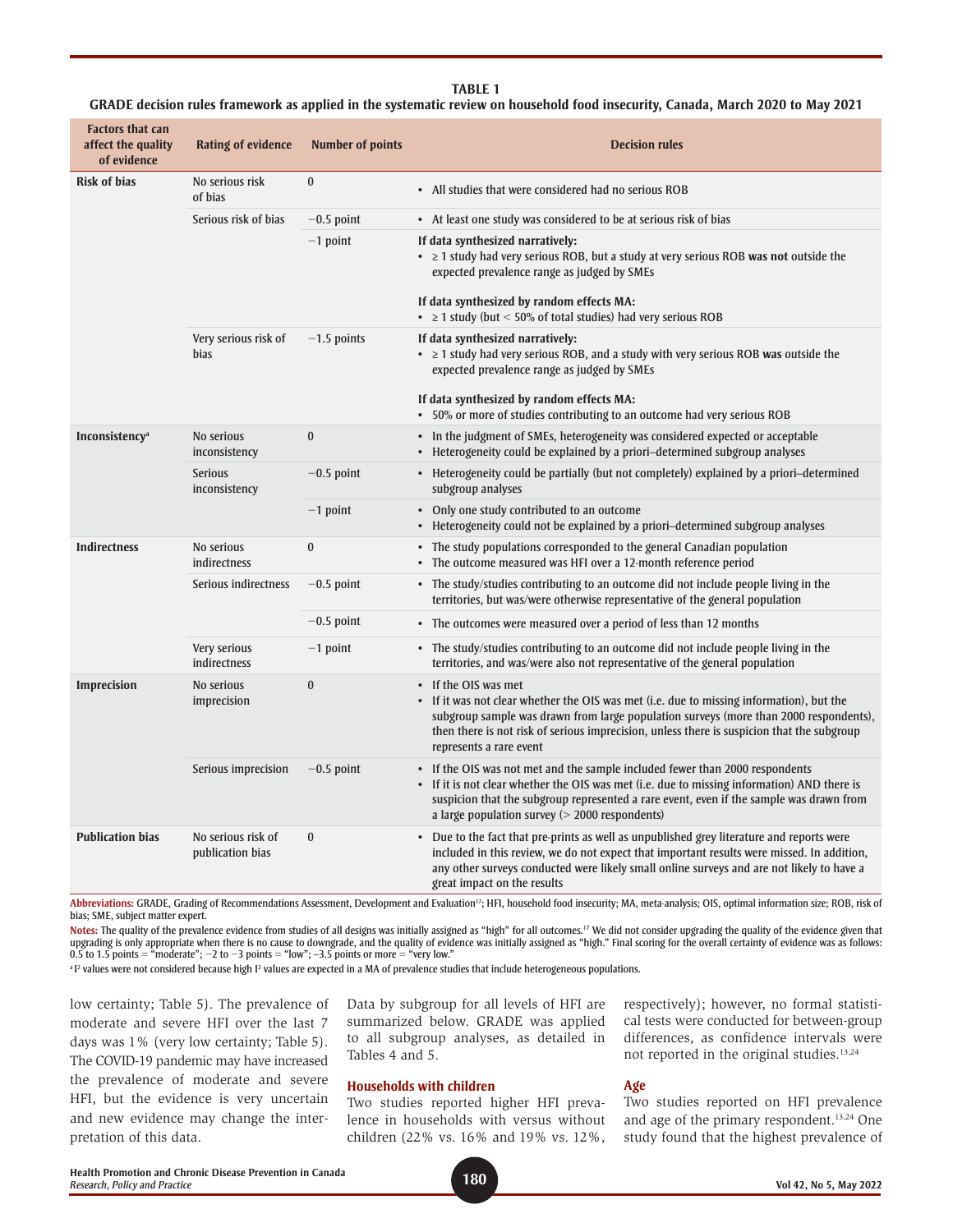**TABLE 1**

**GRADE decision rules framework as applied in the systematic review on household food insecurity, Canada, March 2020 to May 2021**

| Factors that can affect the quality of evidence | Rating of evidence | Number of points | Decision rules |
|---|---|---|---|
| **Risk of bias** | No serious risk of bias | 0 | • All studies that were considered had no serious ROB |
| | Serious risk of bias | −0.5 point | • At least one study was considered to be at serious risk of bias |
| | | −1 point | **If data synthesized narratively:** • ≥ 1 study had very serious ROB, but a study at very serious ROB **was not** outside the expected prevalence range as judged by SMEs **If data synthesized by random effects MA:** • ≥ 1 study (but < 50% of total studies) had very serious ROB |
| | Very serious risk of bias | −1.5 points | **If data synthesized narratively:** • ≥ 1 study had very serious ROB, and a study with very serious ROB **was** outside the expected prevalence range as judged by SMEs **If data synthesized by random effects MA:** • 50% or more of studies contributing to an outcome had very serious ROB |
| **Inconsistency**[a] | No serious inconsistency | 0 | • In the judgment of SMEs, heterogeneity was considered expected or acceptable • Heterogeneity could be explained by a priori–determined subgroup analyses |
| | Serious inconsistency | −0.5 point | • Heterogeneity could be partially (but not completely) explained by a priori–determined subgroup analyses |
| | | −1 point | • Only one study contributed to an outcome • Heterogeneity could not be explained by a priori–determined subgroup analyses |
| **Indirectness** | No serious indirectness | 0 | • The study populations corresponded to the general Canadian population • The outcome measured was HFI over a 12-month reference period |
| | Serious indirectness | −0.5 point | • The study/studies contributing to an outcome did not include people living in the territories, but was/were otherwise representative of the general population |
| | | −0.5 point | • The outcomes were measured over a period of less than 12 months |
| | Very serious indirectness | −1 point | • The study/studies contributing to an outcome did not include people living in the territories, and was/were also not representative of the general population |
| **Imprecision** | No serious imprecision | 0 | • If the OIS was met • If it was not clear whether the OIS was met (i.e. due to missing information), but the subgroup sample was drawn from large population surveys (more than 2000 respondents), then there is not risk of serious imprecision, unless there is suspicion that the subgroup represents a rare event |
| | Serious imprecision | −0.5 point | • If the OIS was not met and the sample included fewer than 2000 respondents • If it is not clear whether the OIS was met (i.e. due to missing information) AND there is suspicion that the subgroup represented a rare event, even if the sample was drawn from a large population survey (> 2000 respondents) |
| **Publication bias** | No serious risk of publication bias | 0 | • Due to the fact that pre-prints as well as unpublished grey literature and reports were included in this review, we do not expect that important results were missed. In addition, any other surveys conducted were likely small online surveys and are not likely to have a great impact on the results |

**Abbreviations:** GRADE, Grading of Recommendations Assessment, Development and Evaluation[17]; HFI, household food insecurity; MA, meta-analysis; OIS, optimal information size; ROB, risk of bias; SME, subject matter expert.

**Notes:** The quality of the prevalence evidence from studies of all designs was initially assigned as "high" for all outcomes.[17] We did not consider upgrading the quality of the evidence given that upgrading is only appropriate when there is no cause to downgrade, and the quality of evidence was initially assigned as "high." Final scoring for the overall certainty of evidence was as follows: 0.5 to 1.5 points = "moderate"; −2 to −3 points = "low"; −3.5 points or more = "very low."

[a] $I^2$ values were not considered because high $I^2$ values are expected in a MA of prevalence studies that include heterogeneous populations.

low certainty; Table 5). The prevalence of moderate and severe HFI over the last 7 days was 1% (very low certainty; Table 5). The COVID-19 pandemic may have increased the prevalence of moderate and severe HFI, but the evidence is very uncertain and new evidence may change the interpretation of this data.

Data by subgroup for all levels of HFI are summarized below. GRADE was applied to all subgroup analyses, as detailed in Tables 4 and 5.

### Households with children

Two studies reported higher HFI prevalence in households with versus without children (22% vs. 16% and 19% vs. 12%, respectively); however, no formal statistical tests were conducted for between-group differences, as confidence intervals were not reported in the original studies.[13,24]

### Age

Two studies reported on HFI prevalence and age of the primary respondent.[13,24] One study found that the highest prevalence of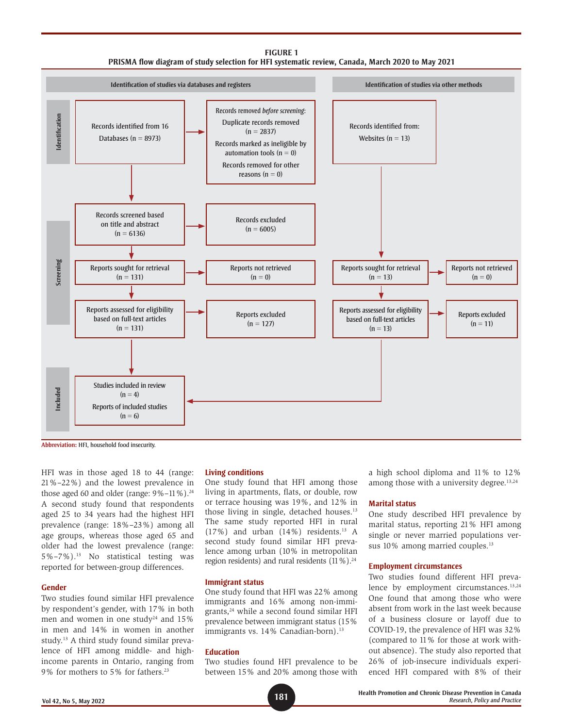**FIGURE 1**
**PRISMA flow diagram of study selection for HFI systematic review, Canada, March 2020 to May 2021**

**Identification of studies via databases and registers**

*Identification*

- Records identified from 16 Databases (n = 8973)
- Records removed *before screening*:
  - Duplicate records removed (n = 2837)
  - Records marked as ineligible by automation tools (n = 0)
  - Records removed for other reasons (n = 0)

*Screening*

- Records screened based on title and abstract (n = 6136) → Records excluded (n = 6005)
- Reports sought for retrieval (n = 131) → Reports not retrieved (n = 0)
- Reports assessed for eligibility based on full-text articles (n = 131) → Reports excluded (n = 127)

**Identification of studies via other methods**

- Records identified from: Websites (n = 13)
- Reports sought for retrieval (n = 13) → Reports not retrieved (n = 0)
- Reports assessed for eligibility based on full-text articles (n = 13) → Reports excluded (n = 11)

*Included*

- Studies included in review (n = 4)
- Reports of included studies (n = 6)

**Abbreviation:** HFI, household food insecurity.

HFI was in those aged 18 to 44 (range: 21%–22%) and the lowest prevalence in those aged 60 and older (range: 9%–11%).[24] A second study found that respondents aged 25 to 34 years had the highest HFI prevalence (range: 18%–23%) among all age groups, whereas those aged 65 and older had the lowest prevalence (range: 5%–7%).[13] No statistical testing was reported for between-group differences.

### Gender

Two studies found similar HFI prevalence by respondent's gender, with 17% in both men and women in one study[24] and 15% in men and 14% in women in another study.[13] A third study found similar prevalence of HFI among middle- and high-income parents in Ontario, ranging from 9% for mothers to 5% for fathers.[23]

### Living conditions

One study found that HFI among those living in apartments, flats, or double, row or terrace housing was 19%, and 12% in those living in single, detached houses.[13] The same study reported HFI in rural (17%) and urban (14%) residents.[13] A second study found similar HFI prevalence among urban (10% in metropolitan region residents) and rural residents (11%).[24]

### Immigrant status

One study found that HFI was 22% among immigrants and 16% among non-immigrants,[24] while a second found similar HFI prevalence between immigrant status (15% immigrants vs. 14% Canadian-born).[13]

### Education

Two studies found HFI prevalence to be between 15% and 20% among those with a high school diploma and 11% to 12% among those with a university degree.[13,24]

### Marital status

One study described HFI prevalence by marital status, reporting 21% HFI among single or never married populations versus 10% among married couples.[13]

### Employment circumstances

Two studies found different HFI prevalence by employment circumstances.[13,24] One found that among those who were absent from work in the last week because of a business closure or layoff due to COVID-19, the prevalence of HFI was 32% (compared to 11% for those at work without absence). The study also reported that 26% of job-insecure individuals experienced HFI compared with 8% of their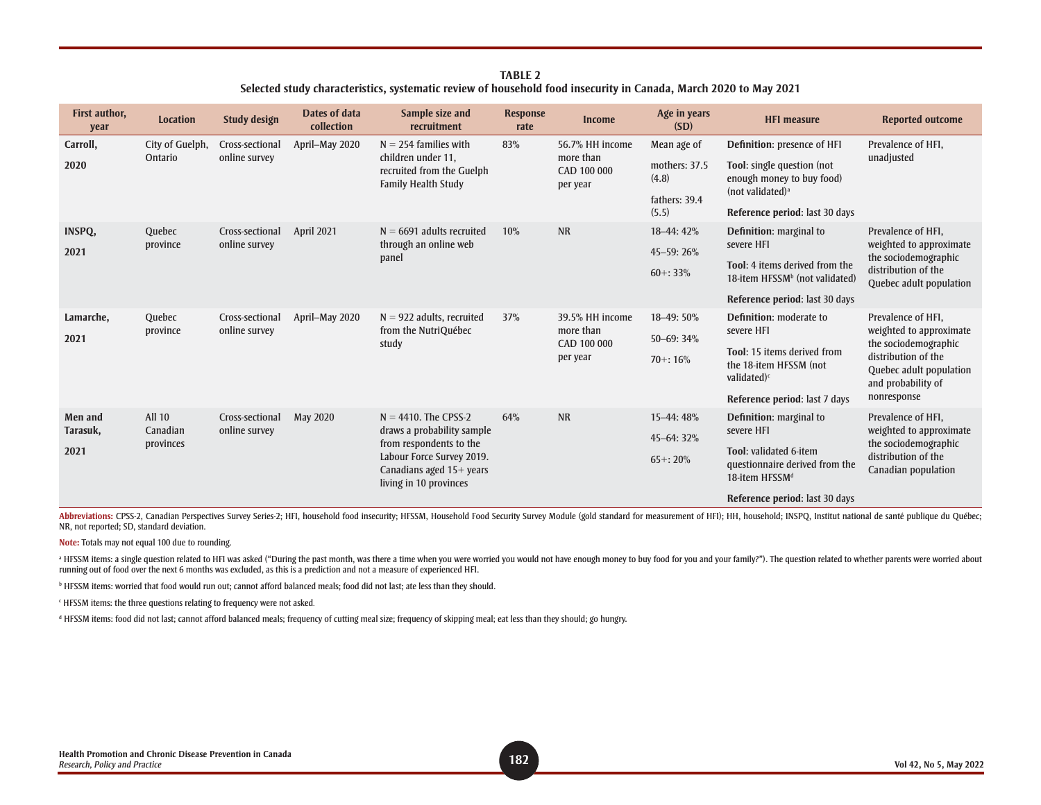**TABLE 2**
**Selected study characteristics, systematic review of household food insecurity in Canada, March 2020 to May 2021**

| First author, year | Location | Study design | Dates of data collection | Sample size and recruitment | Response rate | Income | Age in years (SD) | HFI measure | Reported outcome |
|---|---|---|---|---|---|---|---|---|---|
| **Carroll, 2020** | City of Guelph, Ontario | Cross-sectional online survey | April–May 2020 | N = 254 families with children under 11, recruited from the Guelph Family Health Study | 83% | 56.7% HH income more than CAD 100 000 per year | Mean age of mothers: 37.5 (4.8) fathers: 39.4 (5.5) | **Definition**: presence of HFI **Tool**: single question (not enough money to buy food) (not validated)[a] **Reference period**: last 30 days | Prevalence of HFI, unadjusted |
| **INSPQ, 2021** | Quebec province | Cross-sectional online survey | April 2021 | N = 6691 adults recruited through an online web panel | 10% | NR | 18–44: 42% 45–59: 26% 60+: 33% | **Definition**: marginal to severe HFI **Tool**: 4 items derived from the 18-item HFSSM[b] (not validated) **Reference period**: last 30 days | Prevalence of HFI, weighted to approximate the sociodemographic distribution of the Quebec adult population |
| **Lamarche, 2021** | Quebec province | Cross-sectional online survey | April–May 2020 | N = 922 adults, recruited from the NutriQuébec study | 37% | 39.5% HH income more than CAD 100 000 per year | 18–49: 50% 50–69: 34% 70+: 16% | **Definition**: moderate to severe HFI **Tool**: 15 items derived from the 18-item HFSSM (not validated)[c] **Reference period**: last 7 days | Prevalence of HFI, weighted to approximate the sociodemographic distribution of the Quebec adult population and probability of nonresponse |
| **Men and Tarasuk, 2021** | All 10 Canadian provinces | Cross-sectional online survey | May 2020 | N = 4410. The CPSS-2 draws a probability sample from respondents to the Labour Force Survey 2019. Canadians aged 15+ years living in 10 provinces | 64% | NR | 15–44: 48% 45–64: 32% 65+: 20% | **Definition**: marginal to severe HFI **Tool**: validated 6-item questionnaire derived from the 18-item HFSSM[d] **Reference period**: last 30 days | Prevalence of HFI, weighted to approximate the sociodemographic distribution of the Canadian population |

**Abbreviations:** CPSS-2, Canadian Perspectives Survey Series-2; HFI, household food insecurity; HFSSM, Household Food Security Survey Module (gold standard for measurement of HFI); HH, household; INSPQ, Institut national de santé publique du Québec; NR, not reported; SD, standard deviation.

**Note:** Totals may not equal 100 due to rounding.

[a] HFSSM items: a single question related to HFI was asked ("During the past month, was there a time when you were worried you would not have enough money to buy food for you and your family?"). The question related to whether parents were worried about running out of food over the next 6 months was excluded, as this is a prediction and not a measure of experienced HFI.

[b] HFSSM items: worried that food would run out; cannot afford balanced meals; food did not last; ate less than they should.

[c] HFSSM items: the three questions relating to frequency were not asked.

[d] HFSSM items: food did not last; cannot afford balanced meals; frequency of cutting meal size; frequency of skipping meal; eat less than they should; go hungry.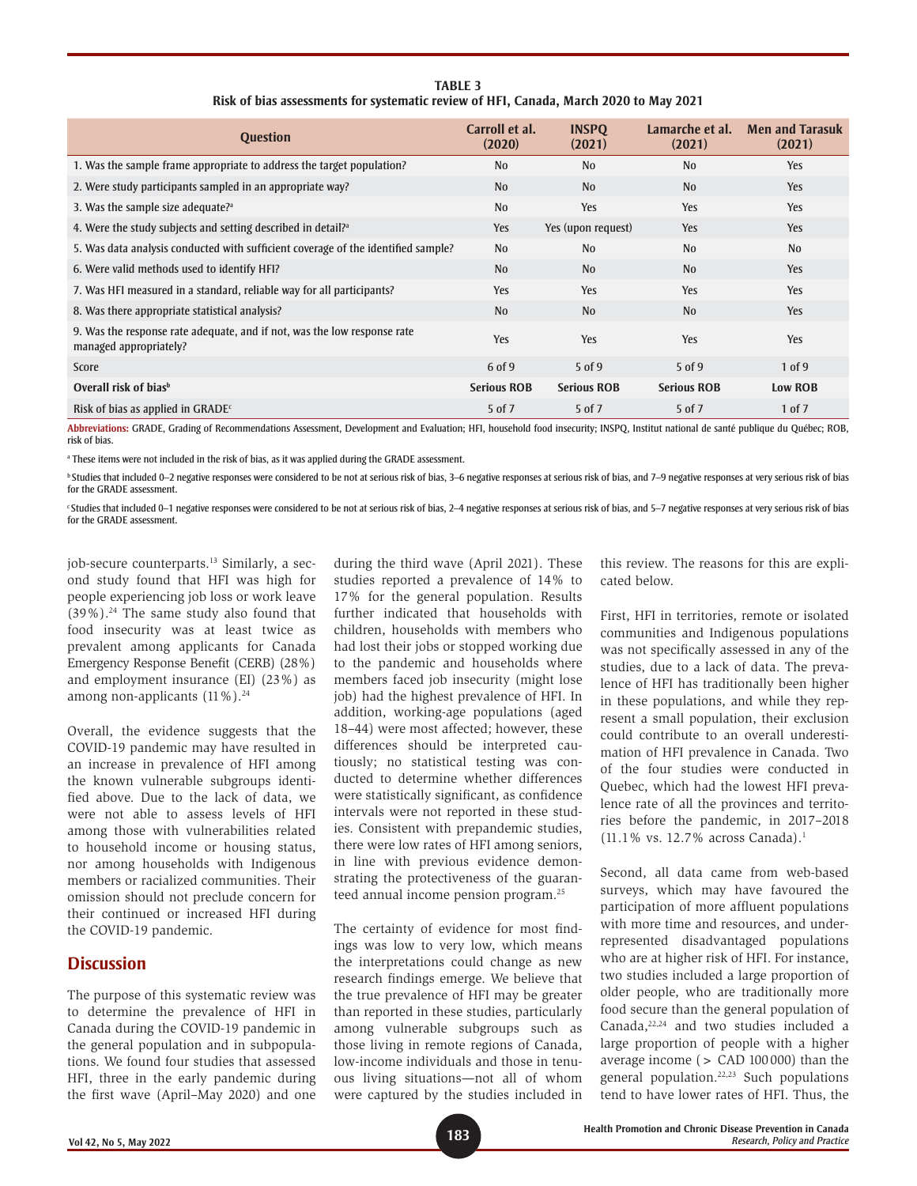**TABLE 3**
**Risk of bias assessments for systematic review of HFI, Canada, March 2020 to May 2021**

| Question | Carroll et al. (2020) | INSPQ (2021) | Lamarche et al. (2021) | Men and Tarasuk (2021) |
|---|---|---|---|---|
| 1. Was the sample frame appropriate to address the target population? | No | No | No | Yes |
| 2. Were study participants sampled in an appropriate way? | No | No | No | Yes |
| 3. Was the sample size adequate?[a] | No | Yes | Yes | Yes |
| 4. Were the study subjects and setting described in detail?[a] | Yes | Yes (upon request) | Yes | Yes |
| 5. Was data analysis conducted with sufficient coverage of the identified sample? | No | No | No | No |
| 6. Were valid methods used to identify HFI? | No | No | No | Yes |
| 7. Was HFI measured in a standard, reliable way for all participants? | Yes | Yes | Yes | Yes |
| 8. Was there appropriate statistical analysis? | No | No | No | Yes |
| 9. Was the response rate adequate, and if not, was the low response rate managed appropriately? | Yes | Yes | Yes | Yes |
| Score | 6 of 9 | 5 of 9 | 5 of 9 | 1 of 9 |
| **Overall risk of bias[b]** | **Serious ROB** | **Serious ROB** | **Serious ROB** | **Low ROB** |
| Risk of bias as applied in GRADE[c] | 5 of 7 | 5 of 7 | 5 of 7 | 1 of 7 |

**Abbreviations:** GRADE, Grading of Recommendations Assessment, Development and Evaluation; HFI, household food insecurity; INSPQ, Institut national de santé publique du Québec; ROB, risk of bias.

[a] These items were not included in the risk of bias, as it was applied during the GRADE assessment.

[b] Studies that included 0–2 negative responses were considered to be not at serious risk of bias, 3–6 negative responses at serious risk of bias, and 7–9 negative responses at very serious risk of bias for the GRADE assessment.

[c] Studies that included 0–1 negative responses were considered to be not at serious risk of bias, 2–4 negative responses at serious risk of bias, and 5–7 negative responses at very serious risk of bias for the GRADE assessment.

job-secure counterparts.[13] Similarly, a second study found that HFI was high for people experiencing job loss or work leave (39%).[24] The same study also found that food insecurity was at least twice as prevalent among applicants for Canada Emergency Response Benefit (CERB) (28%) and employment insurance (EI) (23%) as among non-applicants (11%).[24]

Overall, the evidence suggests that the COVID-19 pandemic may have resulted in an increase in prevalence of HFI among the known vulnerable subgroups identified above. Due to the lack of data, we were not able to assess levels of HFI among those with vulnerabilities related to household income or housing status, nor among households with Indigenous members or racialized communities. Their omission should not preclude concern for their continued or increased HFI during the COVID-19 pandemic.

## Discussion

The purpose of this systematic review was to determine the prevalence of HFI in Canada during the COVID-19 pandemic in the general population and in subpopulations. We found four studies that assessed HFI, three in the early pandemic during the first wave (April–May 2020) and one during the third wave (April 2021). These studies reported a prevalence of 14% to 17% for the general population. Results further indicated that households with children, households with members who had lost their jobs or stopped working due to the pandemic and households where members faced job insecurity (might lose job) had the highest prevalence of HFI. In addition, working-age populations (aged 18–44) were most affected; however, these differences should be interpreted cautiously; no statistical testing was conducted to determine whether differences were statistically significant, as confidence intervals were not reported in these studies. Consistent with prepandemic studies, there were low rates of HFI among seniors, in line with previous evidence demonstrating the protectiveness of the guaranteed annual income pension program.[25]

The certainty of evidence for most findings was low to very low, which means the interpretations could change as new research findings emerge. We believe that the true prevalence of HFI may be greater than reported in these studies, particularly among vulnerable subgroups such as those living in remote regions of Canada, low-income individuals and those in tenuous living situations—not all of whom were captured by the studies included in this review. The reasons for this are explicated below.

First, HFI in territories, remote or isolated communities and Indigenous populations was not specifically assessed in any of the studies, due to a lack of data. The prevalence of HFI has traditionally been higher in these populations, and while they represent a small population, their exclusion could contribute to an overall underestimation of HFI prevalence in Canada. Two of the four studies were conducted in Quebec, which had the lowest HFI prevalence rate of all the provinces and territories before the pandemic, in 2017–2018 (11.1% vs. 12.7% across Canada).[1]

Second, all data came from web-based surveys, which may have favoured the participation of more affluent populations with more time and resources, and underrepresented disadvantaged populations who are at higher risk of HFI. For instance, two studies included a large proportion of older people, who are traditionally more food secure than the general population of Canada,[22,24] and two studies included a large proportion of people with a higher average income (> CAD 100 000) than the general population.[22,23] Such populations tend to have lower rates of HFI. Thus, the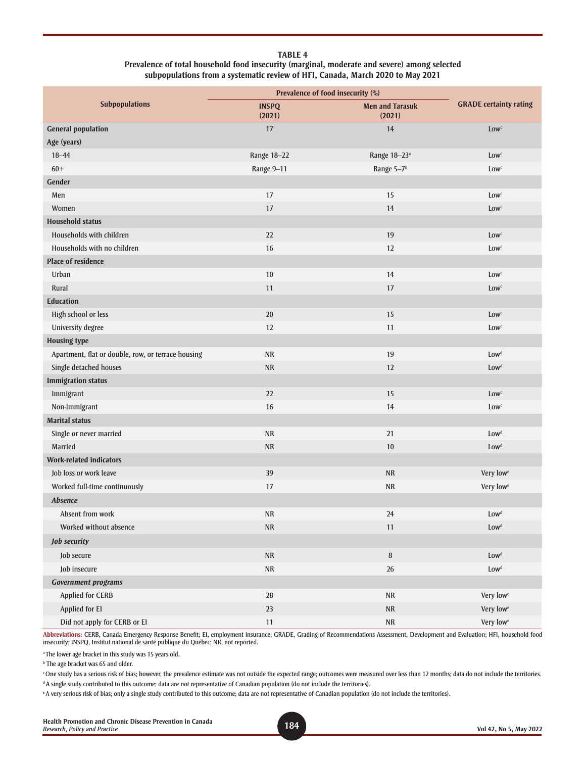**TABLE 4**
**Prevalence of total household food insecurity (marginal, moderate and severe) among selected subpopulations from a systematic review of HFI, Canada, March 2020 to May 2021**

| Subpopulations | Prevalence of food insecurity (%) | | GRADE certainty rating |
|---|---|---|---|
| | INSPQ (2021) | Men and Tarasuk (2021) | |
| **General population** | 17 | 14 | Low[c] |
| **Age (years)** | | | |
| 18–44 | Range 18–22 | Range 18–23[a] | Low[c] |
| 60+ | Range 9–11 | Range 5–7[b] | Low[c] |
| **Gender** | | | |
| Men | 17 | 15 | Low[c] |
| Women | 17 | 14 | Low[c] |
| **Household status** | | | |
| Households with children | 22 | 19 | Low[c] |
| Households with no children | 16 | 12 | Low[c] |
| **Place of residence** | | | |
| Urban | 10 | 14 | Low[c] |
| Rural | 11 | 17 | Low[c] |
| **Education** | | | |
| High school or less | 20 | 15 | Low[c] |
| University degree | 12 | 11 | Low[c] |
| **Housing type** | | | |
| Apartment, flat or double, row, or terrace housing | NR | 19 | Low[d] |
| Single detached houses | NR | 12 | Low[d] |
| **Immigration status** | | | |
| Immigrant | 22 | 15 | Low[c] |
| Non-immigrant | 16 | 14 | Low[c] |
| **Marital status** | | | |
| Single or never married | NR | 21 | Low[d] |
| Married | NR | 10 | Low[d] |
| **Work-related indicators** | | | |
| Job loss or work leave | 39 | NR | Very low[e] |
| Worked full-time continuously | 17 | NR | Very low[e] |
| ***Absence*** | | | |
| Absent from work | NR | 24 | Low[d] |
| Worked without absence | NR | 11 | Low[d] |
| ***Job security*** | | | |
| Job secure | NR | 8 | Low[d] |
| Job insecure | NR | 26 | Low[d] |
| ***Government programs*** | | | |
| Applied for CERB | 28 | NR | Very low[e] |
| Applied for EI | 23 | NR | Very low[e] |
| Did not apply for CERB or EI | 11 | NR | Very low[e] |

**Abbreviations:** CERB, Canada Emergency Response Benefit; EI, employment insurance; GRADE, Grading of Recommendations Assessment, Development and Evaluation; HFI, household food insecurity; INSPQ, Institut national de santé publique du Québec; NR, not reported.

[a] The lower age bracket in this study was 15 years old.

[b] The age bracket was 65 and older.

[c] One study has a serious risk of bias; however, the prevalence estimate was not outside the expected range; outcomes were measured over less than 12 months; data do not include the territories.

[d] A single study contributed to this outcome; data are not representative of Canadian population (do not include the territories).

[e] A very serious risk of bias; only a single study contributed to this outcome; data are not representative of Canadian population (do not include the territories).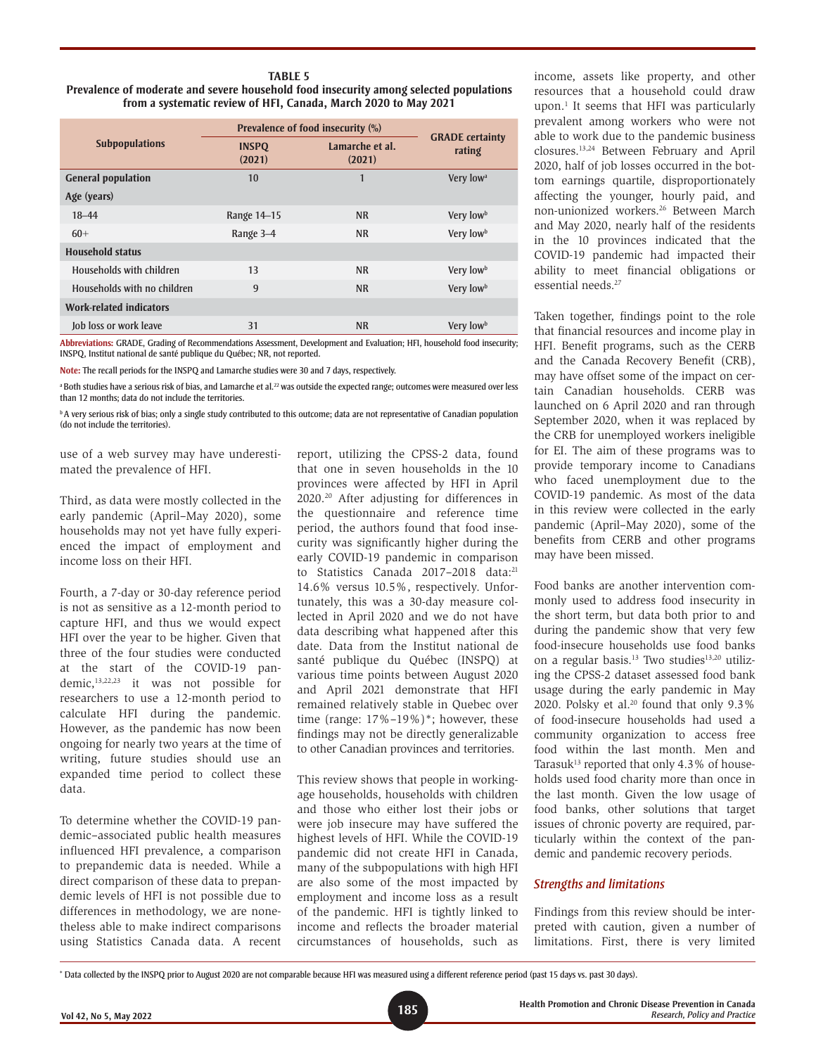**TABLE 5**
**Prevalence of moderate and severe household food insecurity among selected populations from a systematic review of HFI, Canada, March 2020 to May 2021**

| Subpopulations | Prevalence of food insecurity (%) | | GRADE certainty rating |
|---|---|---|---|
| | INSPQ (2021) | Lamarche et al. (2021) | |
| **General population** | 10 | 1 | Very low[a] |
| **Age (years)** | | | |
| 18–44 | Range 14–15 | NR | Very low[b] |
| 60+ | Range 3–4 | NR | Very low[b] |
| **Household status** | | | |
| Households with children | 13 | NR | Very low[b] |
| Households with no children | 9 | NR | Very low[b] |
| **Work-related indicators** | | | |
| Job loss or work leave | 31 | NR | Very low[b] |

**Abbreviations:** GRADE, Grading of Recommendations Assessment, Development and Evaluation; HFI, household food insecurity; INSPQ, Institut national de santé publique du Québec; NR, not reported.

**Note:** The recall periods for the INSPQ and Lamarche studies were 30 and 7 days, respectively.

[a] Both studies have a serious risk of bias, and Lamarche et al.[22] was outside the expected range; outcomes were measured over less than 12 months; data do not include the territories.

[b] A very serious risk of bias; only a single study contributed to this outcome; data are not representative of Canadian population (do not include the territories).

use of a web survey may have underestimated the prevalence of HFI.

Third, as data were mostly collected in the early pandemic (April–May 2020), some households may not yet have fully experienced the impact of employment and income loss on their HFI.

Fourth, a 7-day or 30-day reference period is not as sensitive as a 12-month period to capture HFI, and thus we would expect HFI over the year to be higher. Given that three of the four studies were conducted at the start of the COVID-19 pandemic,[13,22,23] it was not possible for researchers to use a 12-month period to calculate HFI during the pandemic. However, as the pandemic has now been ongoing for nearly two years at the time of writing, future studies should use an expanded time period to collect these data.

To determine whether the COVID-19 pandemic–associated public health measures influenced HFI prevalence, a comparison to prepandemic data is needed. While a direct comparison of these data to prepandemic levels of HFI is not possible due to differences in methodology, we are nonetheless able to make indirect comparisons using Statistics Canada data. A recent report, utilizing the CPSS-2 data, found that one in seven households in the 10 provinces were affected by HFI in April 2020.[20] After adjusting for differences in the questionnaire and reference time period, the authors found that food insecurity was significantly higher during the early COVID-19 pandemic in comparison to Statistics Canada 2017–2018 data:[21] 14.6% versus 10.5%, respectively. Unfortunately, this was a 30-day measure collected in April 2020 and we do not have data describing what happened after this date. Data from the Institut national de santé publique du Québec (INSPQ) at various time points between August 2020 and April 2021 demonstrate that HFI remained relatively stable in Quebec over time (range: 17%–19%)*; however, these findings may not be directly generalizable to other Canadian provinces and territories.

This review shows that people in working-age households, households with children and those who either lost their jobs or were job insecure may have suffered the highest levels of HFI. While the COVID-19 pandemic did not create HFI in Canada, many of the subpopulations with high HFI are also some of the most impacted by employment and income loss as a result of the pandemic. HFI is tightly linked to income and reflects the broader material circumstances of households, such as income, assets like property, and other resources that a household could draw upon.[1] It seems that HFI was particularly prevalent among workers who were not able to work due to the pandemic business closures.[13,24] Between February and April 2020, half of job losses occurred in the bottom earnings quartile, disproportionately affecting the younger, hourly paid, and non-unionized workers.[26] Between March and May 2020, nearly half of the residents in the 10 provinces indicated that the COVID-19 pandemic had impacted their ability to meet financial obligations or essential needs.[27]

Taken together, findings point to the role that financial resources and income play in HFI. Benefit programs, such as the CERB and the Canada Recovery Benefit (CRB), may have offset some of the impact on certain Canadian households. CERB was launched on 6 April 2020 and ran through September 2020, when it was replaced by the CRB for unemployed workers ineligible for EI. The aim of these programs was to provide temporary income to Canadians who faced unemployment due to the COVID-19 pandemic. As most of the data in this review were collected in the early pandemic (April–May 2020), some of the benefits from CERB and other programs may have been missed.

Food banks are another intervention commonly used to address food insecurity in the short term, but data both prior to and during the pandemic show that very few food-insecure households use food banks on a regular basis.[13] Two studies[13,20] utilizing the CPSS-2 dataset assessed food bank usage during the early pandemic in May 2020. Polsky et al.[20] found that only 9.3% of food-insecure households had used a community organization to access free food within the last month. Men and Tarasuk[13] reported that only 4.3% of households used food charity more than once in the last month. Given the low usage of food banks, other solutions that target issues of chronic poverty are required, particularly within the context of the pandemic and pandemic recovery periods.

### *Strengths and limitations*

Findings from this review should be interpreted with caution, given a number of limitations. First, there is very limited

\* Data collected by the INSPQ prior to August 2020 are not comparable because HFI was measured using a different reference period (past 15 days vs. past 30 days).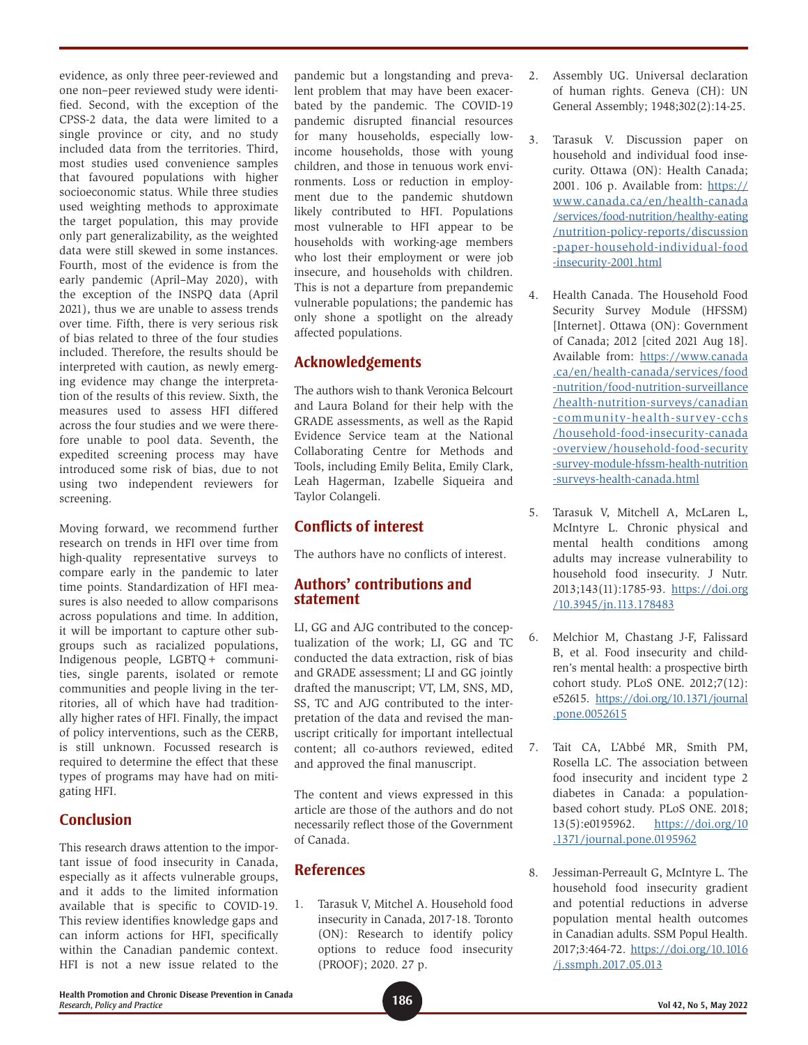evidence, as only three peer-reviewed and one non–peer reviewed study were identified. Second, with the exception of the CPSS-2 data, the data were limited to a single province or city, and no study included data from the territories. Third, most studies used convenience samples that favoured populations with higher socioeconomic status. While three studies used weighting methods to approximate the target population, this may provide only part generalizability, as the weighted data were still skewed in some instances. Fourth, most of the evidence is from the early pandemic (April–May 2020), with the exception of the INSPQ data (April 2021), thus we are unable to assess trends over time. Fifth, there is very serious risk of bias related to three of the four studies included. Therefore, the results should be interpreted with caution, as newly emerging evidence may change the interpretation of the results of this review. Sixth, the measures used to assess HFI differed across the four studies and we were therefore unable to pool data. Seventh, the expedited screening process may have introduced some risk of bias, due to not using two independent reviewers for screening.

Moving forward, we recommend further research on trends in HFI over time from high-quality representative surveys to compare early in the pandemic to later time points. Standardization of HFI measures is also needed to allow comparisons across populations and time. In addition, it will be important to capture other subgroups such as racialized populations, Indigenous people, LGBTQ+ communities, single parents, isolated or remote communities and people living in the territories, all of which have had traditionally higher rates of HFI. Finally, the impact of policy interventions, such as the CERB, is still unknown. Focussed research is required to determine the effect that these types of programs may have had on mitigating HFI.

## Conclusion

This research draws attention to the important issue of food insecurity in Canada, especially as it affects vulnerable groups, and it adds to the limited information available that is specific to COVID-19. This review identifies knowledge gaps and can inform actions for HFI, specifically within the Canadian pandemic context. HFI is not a new issue related to the pandemic but a longstanding and prevalent problem that may have been exacerbated by the pandemic. The COVID-19 pandemic disrupted financial resources for many households, especially low-income households, those with young children, and those in tenuous work environments. Loss or reduction in employment due to the pandemic shutdown likely contributed to HFI. Populations most vulnerable to HFI appear to be households with working-age members who lost their employment or were job insecure, and households with children. This is not a departure from prepandemic vulnerable populations; the pandemic has only shone a spotlight on the already affected populations.

## Acknowledgements

The authors wish to thank Veronica Belcourt and Laura Boland for their help with the GRADE assessments, as well as the Rapid Evidence Service team at the National Collaborating Centre for Methods and Tools, including Emily Belita, Emily Clark, Leah Hagerman, Izabelle Siqueira and Taylor Colangeli.

## Conflicts of interest

The authors have no conflicts of interest.

## Authors' contributions and statement

LI, GG and AJG contributed to the conceptualization of the work; LI, GG and TC conducted the data extraction, risk of bias and GRADE assessment; LI and GG jointly drafted the manuscript; VT, LM, SNS, MD, SS, TC and AJG contributed to the interpretation of the data and revised the manuscript critically for important intellectual content; all co-authors reviewed, edited and approved the final manuscript.

The content and views expressed in this article are those of the authors and do not necessarily reflect those of the Government of Canada.

## References

1. Tarasuk V, Mitchel A. Household food insecurity in Canada, 2017-18. Toronto (ON): Research to identify policy options to reduce food insecurity (PROOF); 2020. 27 p.

2. Assembly UG. Universal declaration of human rights. Geneva (CH): UN General Assembly; 1948;302(2):14-25.

3. Tarasuk V. Discussion paper on household and individual food insecurity. Ottawa (ON): Health Canada; 2001. 106 p. Available from: https://www.canada.ca/en/health-canada/services/food-nutrition/healthy-eating/nutrition-policy-reports/discussion-paper-household-individual-food-insecurity-2001.html

4. Health Canada. The Household Food Security Survey Module (HFSSM) [Internet]. Ottawa (ON): Government of Canada; 2012 [cited 2021 Aug 18]. Available from: https://www.canada.ca/en/health-canada/services/food-nutrition/food-nutrition-surveillance/health-nutrition-surveys/canadian-community-health-survey-cchs/household-food-insecurity-canada-overview/household-food-security-survey-module-hfssm-health-nutrition-surveys-health-canada.html

5. Tarasuk V, Mitchell A, McLaren L, McIntyre L. Chronic physical and mental health conditions among adults may increase vulnerability to household food insecurity. J Nutr. 2013;143(11):1785-93. https://doi.org/10.3945/jn.113.178483

6. Melchior M, Chastang J-F, Falissard B, et al. Food insecurity and children's mental health: a prospective birth cohort study. PLoS ONE. 2012;7(12): e52615. https://doi.org/10.1371/journal.pone.0052615

7. Tait CA, L'Abbé MR, Smith PM, Rosella LC. The association between food insecurity and incident type 2 diabetes in Canada: a population-based cohort study. PLoS ONE. 2018; 13(5):e0195962. https://doi.org/10.1371/journal.pone.0195962

8. Jessiman-Perreault G, McIntyre L. The household food insecurity gradient and potential reductions in adverse population mental health outcomes in Canadian adults. SSM Popul Health. 2017;3:464-72. https://doi.org/10.1016/j.ssmph.2017.05.013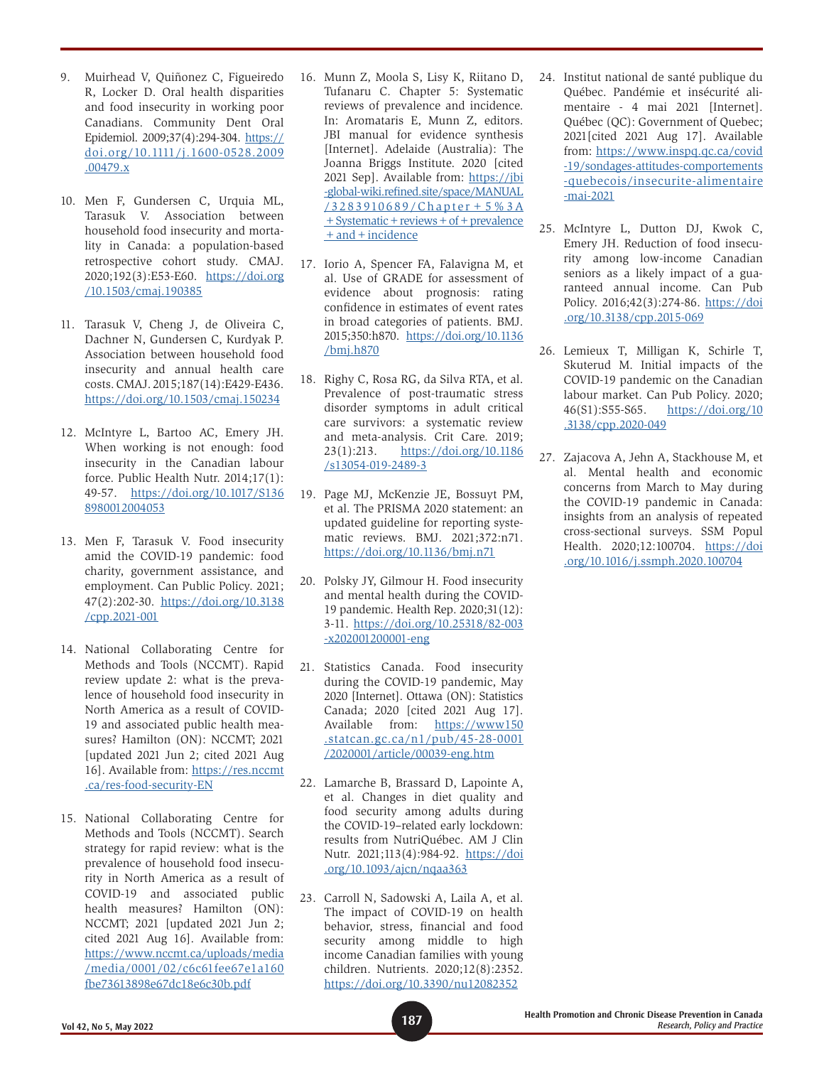9. Muirhead V, Quiñonez C, Figueiredo R, Locker D. Oral health disparities and food insecurity in working poor Canadians. Community Dent Oral Epidemiol. 2009;37(4):294-304. https://doi.org/10.1111/j.1600-0528.2009.00479.x

10. Men F, Gundersen C, Urquia ML, Tarasuk V. Association between household food insecurity and mortality in Canada: a population-based retrospective cohort study. CMAJ. 2020;192(3):E53-E60. https://doi.org/10.1503/cmaj.190385

11. Tarasuk V, Cheng J, de Oliveira C, Dachner N, Gundersen C, Kurdyak P. Association between household food insecurity and annual health care costs. CMAJ. 2015;187(14):E429-E436. https://doi.org/10.1503/cmaj.150234

12. McIntyre L, Bartoo AC, Emery JH. When working is not enough: food insecurity in the Canadian labour force. Public Health Nutr. 2014;17(1):49-57. https://doi.org/10.1017/S1368980012004053

13. Men F, Tarasuk V. Food insecurity amid the COVID-19 pandemic: food charity, government assistance, and employment. Can Public Policy. 2021;47(2):202-30. https://doi.org/10.3138/cpp.2021-001

14. National Collaborating Centre for Methods and Tools (NCCMT). Rapid review update 2: what is the prevalence of household food insecurity in North America as a result of COVID-19 and associated public health measures? Hamilton (ON): NCCMT; 2021 [updated 2021 Jun 2; cited 2021 Aug 16]. Available from: https://res.nccmt.ca/res-food-security-EN

15. National Collaborating Centre for Methods and Tools (NCCMT). Search strategy for rapid review: what is the prevalence of household food insecurity in North America as a result of COVID-19 and associated public health measures? Hamilton (ON): NCCMT; 2021 [updated 2021 Jun 2; cited 2021 Aug 16]. Available from: https://www.nccmt.ca/uploads/media/media/0001/02/c6c61fee67e1a160fbe73613898e67dc18e6c30b.pdf

16. Munn Z, Moola S, Lisy K, Riitano D, Tufanaru C. Chapter 5: Systematic reviews of prevalence and incidence. In: Aromataris E, Munn Z, editors. JBI manual for evidence synthesis [Internet]. Adelaide (Australia): The Joanna Briggs Institute. 2020 [cited 2021 Sep]. Available from: https://jbi-global-wiki.refined.site/space/MANUAL/3283910689/Chapter+5%3A+Systematic+reviews+of+prevalence+and+incidence

17. Iorio A, Spencer FA, Falavigna M, et al. Use of GRADE for assessment of evidence about prognosis: rating confidence in estimates of event rates in broad categories of patients. BMJ. 2015;350:h870. https://doi.org/10.1136/bmj.h870

18. Righy C, Rosa RG, da Silva RTA, et al. Prevalence of post-traumatic stress disorder symptoms in adult critical care survivors: a systematic review and meta-analysis. Crit Care. 2019;23(1):213. https://doi.org/10.1186/s13054-019-2489-3

19. Page MJ, McKenzie JE, Bossuyt PM, et al. The PRISMA 2020 statement: an updated guideline for reporting systematic reviews. BMJ. 2021;372:n71. https://doi.org/10.1136/bmj.n71

20. Polsky JY, Gilmour H. Food insecurity and mental health during the COVID-19 pandemic. Health Rep. 2020;31(12):3-11. https://doi.org/10.25318/82-003-x202001200001-eng

21. Statistics Canada. Food insecurity during the COVID-19 pandemic, May 2020 [Internet]. Ottawa (ON): Statistics Canada; 2020 [cited 2021 Aug 17]. Available from: https://www150.statcan.gc.ca/n1/pub/45-28-0001/2020001/article/00039-eng.htm

22. Lamarche B, Brassard D, Lapointe A, et al. Changes in diet quality and food security among adults during the COVID-19–related early lockdown: results from NutriQuébec. AM J Clin Nutr. 2021;113(4):984-92. https://doi.org/10.1093/ajcn/nqaa363

23. Carroll N, Sadowski A, Laila A, et al. The impact of COVID-19 on health behavior, stress, financial and food security among middle to high income Canadian families with young children. Nutrients. 2020;12(8):2352. https://doi.org/10.3390/nu12082352

24. Institut national de santé publique du Québec. Pandémie et insécurité alimentaire - 4 mai 2021 [Internet]. Québec (QC): Government of Quebec; 2021[cited 2021 Aug 17]. Available from: https://www.inspq.qc.ca/covid-19/sondages-attitudes-comportements-quebecois/insecurite-alimentaire-mai-2021

25. McIntyre L, Dutton DJ, Kwok C, Emery JH. Reduction of food insecurity among low-income Canadian seniors as a likely impact of a guaranteed annual income. Can Pub Policy. 2016;42(3):274-86. https://doi.org/10.3138/cpp.2015-069

26. Lemieux T, Milligan K, Schirle T, Skuterud M. Initial impacts of the COVID-19 pandemic on the Canadian labour market. Can Pub Policy. 2020;46(S1):S55-S65. https://doi.org/10.3138/cpp.2020-049

27. Zajacova A, Jehn A, Stackhouse M, et al. Mental health and economic concerns from March to May during the COVID-19 pandemic in Canada: insights from an analysis of repeated cross-sectional surveys. SSM Popul Health. 2020;12:100704. https://doi.org/10.1016/j.ssmph.2020.100704